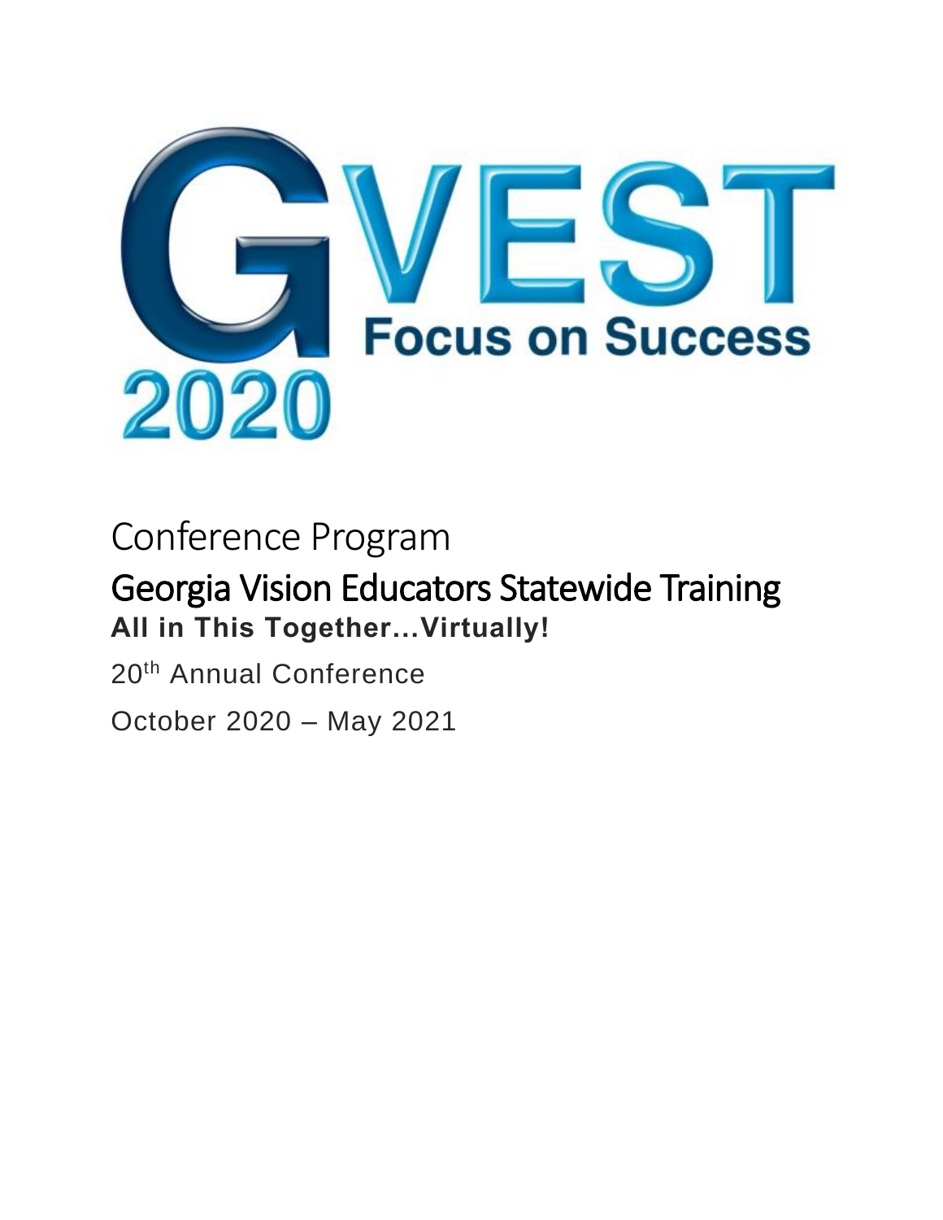# GVEST 2020

**Focus on Success**

Conference Program

## Georgia Vision Educators Statewide Training

**All in This Together...Virtually!**

20th Annual Conference

October 2020 – May 2021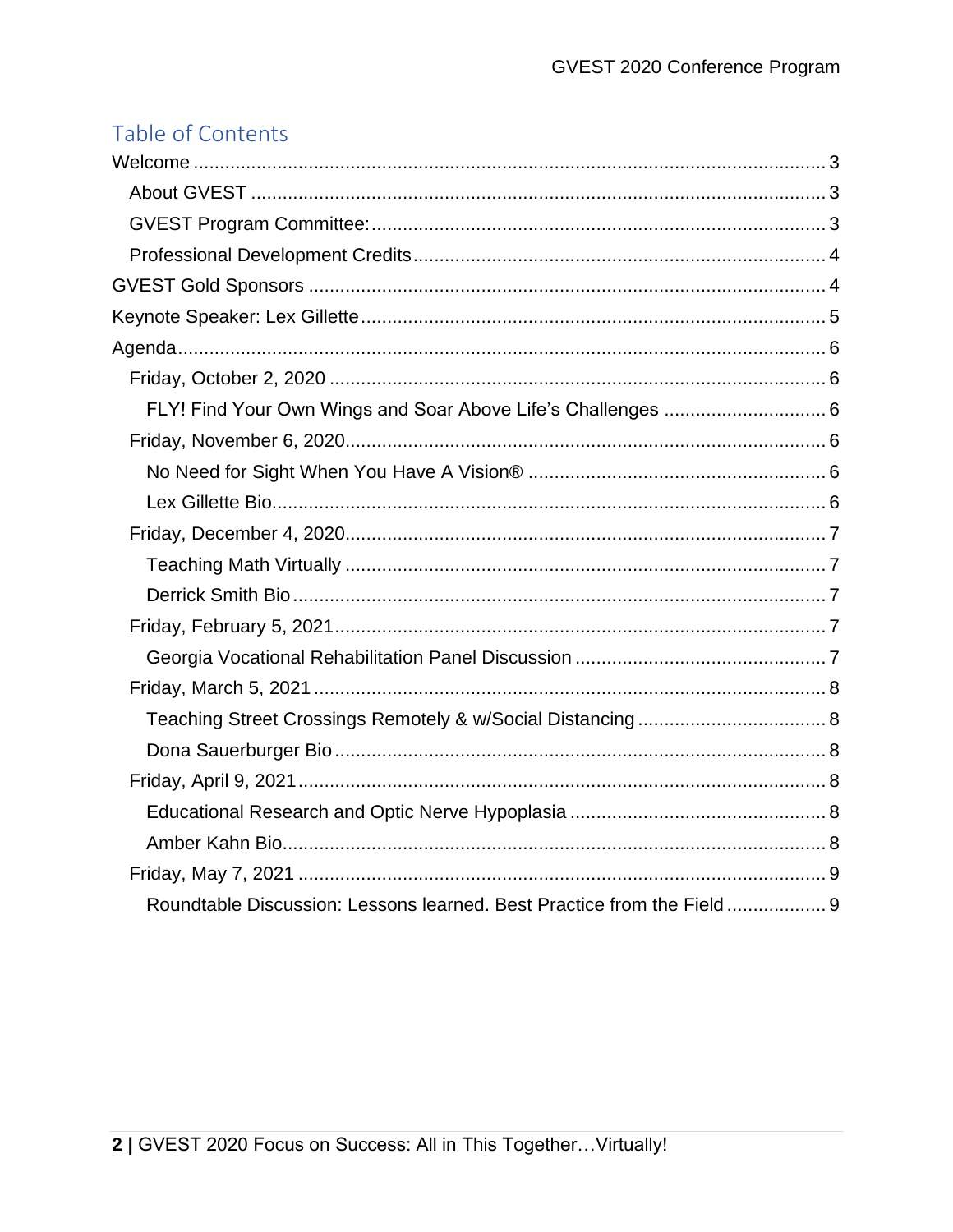## Table of Contents

- Welcome ... 3
  - About GVEST ... 3
  - GVEST Program Committee: ... 3
  - Professional Development Credits ... 4
- GVEST Gold Sponsors ... 4
- Keynote Speaker: Lex Gillette ... 5
- Agenda ... 6
  - Friday, October 2, 2020 ... 6
    - FLY! Find Your Own Wings and Soar Above Life's Challenges ... 6
  - Friday, November 6, 2020 ... 6
    - No Need for Sight When You Have A Vision® ... 6
    - Lex Gillette Bio ... 6
  - Friday, December 4, 2020 ... 7
    - Teaching Math Virtually ... 7
    - Derrick Smith Bio ... 7
  - Friday, February 5, 2021 ... 7
    - Georgia Vocational Rehabilitation Panel Discussion ... 7
  - Friday, March 5, 2021 ... 8
    - Teaching Street Crossings Remotely & w/Social Distancing ... 8
    - Dona Sauerburger Bio ... 8
  - Friday, April 9, 2021 ... 8
    - Educational Research and Optic Nerve Hypoplasia ... 8
    - Amber Kahn Bio ... 8
  - Friday, May 7, 2021 ... 9
    - Roundtable Discussion: Lessons learned. Best Practice from the Field ... 9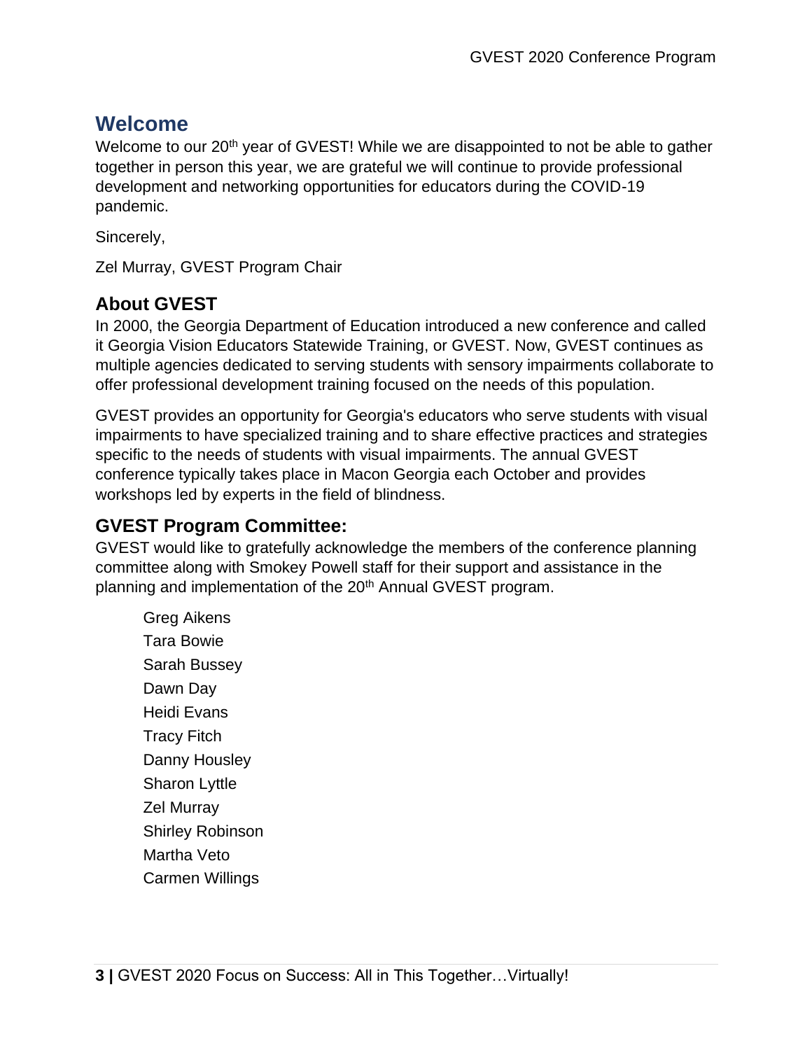## Welcome

Welcome to our 20th year of GVEST! While we are disappointed to not be able to gather together in person this year, we are grateful we will continue to provide professional development and networking opportunities for educators during the COVID-19 pandemic.

Sincerely,

Zel Murray, GVEST Program Chair

### About GVEST

In 2000, the Georgia Department of Education introduced a new conference and called it Georgia Vision Educators Statewide Training, or GVEST. Now, GVEST continues as multiple agencies dedicated to serving students with sensory impairments collaborate to offer professional development training focused on the needs of this population.

GVEST provides an opportunity for Georgia's educators who serve students with visual impairments to have specialized training and to share effective practices and strategies specific to the needs of students with visual impairments. The annual GVEST conference typically takes place in Macon Georgia each October and provides workshops led by experts in the field of blindness.

### GVEST Program Committee:

GVEST would like to gratefully acknowledge the members of the conference planning committee along with Smokey Powell staff for their support and assistance in the planning and implementation of the 20th Annual GVEST program.

- Greg Aikens
- Tara Bowie
- Sarah Bussey
- Dawn Day
- Heidi Evans
- Tracy Fitch
- Danny Housley
- Sharon Lyttle
- Zel Murray
- Shirley Robinson
- Martha Veto
- Carmen Willings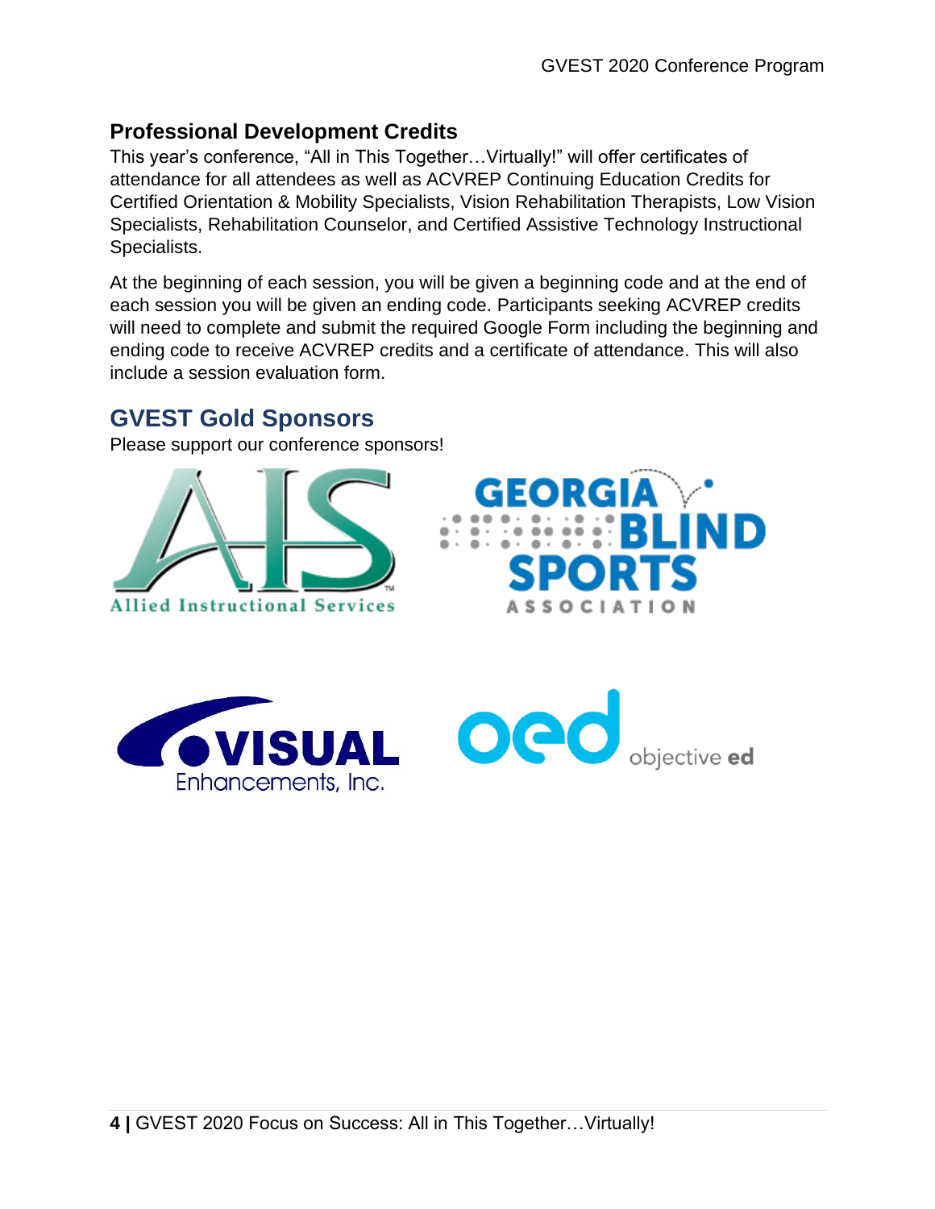## Professional Development Credits

This year's conference, "All in This Together…Virtually!" will offer certificates of attendance for all attendees as well as ACVREP Continuing Education Credits for Certified Orientation & Mobility Specialists, Vision Rehabilitation Therapists, Low Vision Specialists, Rehabilitation Counselor, and Certified Assistive Technology Instructional Specialists.

At the beginning of each session, you will be given a beginning code and at the end of each session you will be given an ending code. Participants seeking ACVREP credits will need to complete and submit the required Google Form including the beginning and ending code to receive ACVREP credits and a certificate of attendance. This will also include a session evaluation form.

## GVEST Gold Sponsors

Please support our conference sponsors!

Allied Instructional Services

Georgia Blind Sports Association

Visual Enhancements, Inc.

objective ed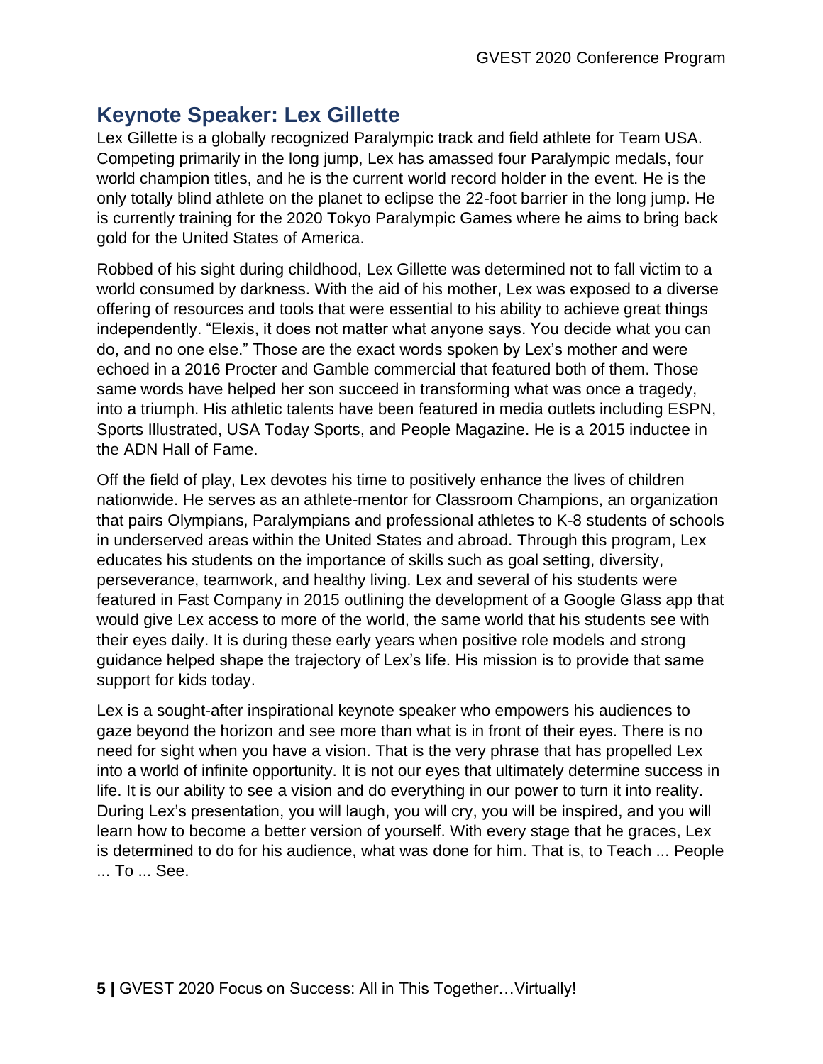## Keynote Speaker: Lex Gillette

Lex Gillette is a globally recognized Paralympic track and field athlete for Team USA. Competing primarily in the long jump, Lex has amassed four Paralympic medals, four world champion titles, and he is the current world record holder in the event. He is the only totally blind athlete on the planet to eclipse the 22-foot barrier in the long jump. He is currently training for the 2020 Tokyo Paralympic Games where he aims to bring back gold for the United States of America.

Robbed of his sight during childhood, Lex Gillette was determined not to fall victim to a world consumed by darkness. With the aid of his mother, Lex was exposed to a diverse offering of resources and tools that were essential to his ability to achieve great things independently. "Elexis, it does not matter what anyone says. You decide what you can do, and no one else." Those are the exact words spoken by Lex's mother and were echoed in a 2016 Procter and Gamble commercial that featured both of them. Those same words have helped her son succeed in transforming what was once a tragedy, into a triumph. His athletic talents have been featured in media outlets including ESPN, Sports Illustrated, USA Today Sports, and People Magazine. He is a 2015 inductee in the ADN Hall of Fame.

Off the field of play, Lex devotes his time to positively enhance the lives of children nationwide. He serves as an athlete-mentor for Classroom Champions, an organization that pairs Olympians, Paralympians and professional athletes to K-8 students of schools in underserved areas within the United States and abroad. Through this program, Lex educates his students on the importance of skills such as goal setting, diversity, perseverance, teamwork, and healthy living. Lex and several of his students were featured in Fast Company in 2015 outlining the development of a Google Glass app that would give Lex access to more of the world, the same world that his students see with their eyes daily. It is during these early years when positive role models and strong guidance helped shape the trajectory of Lex's life. His mission is to provide that same support for kids today.

Lex is a sought-after inspirational keynote speaker who empowers his audiences to gaze beyond the horizon and see more than what is in front of their eyes. There is no need for sight when you have a vision. That is the very phrase that has propelled Lex into a world of infinite opportunity. It is not our eyes that ultimately determine success in life. It is our ability to see a vision and do everything in our power to turn it into reality. During Lex's presentation, you will laugh, you will cry, you will be inspired, and you will learn how to become a better version of yourself. With every stage that he graces, Lex is determined to do for his audience, what was done for him. That is, to Teach ... People ... To ... See.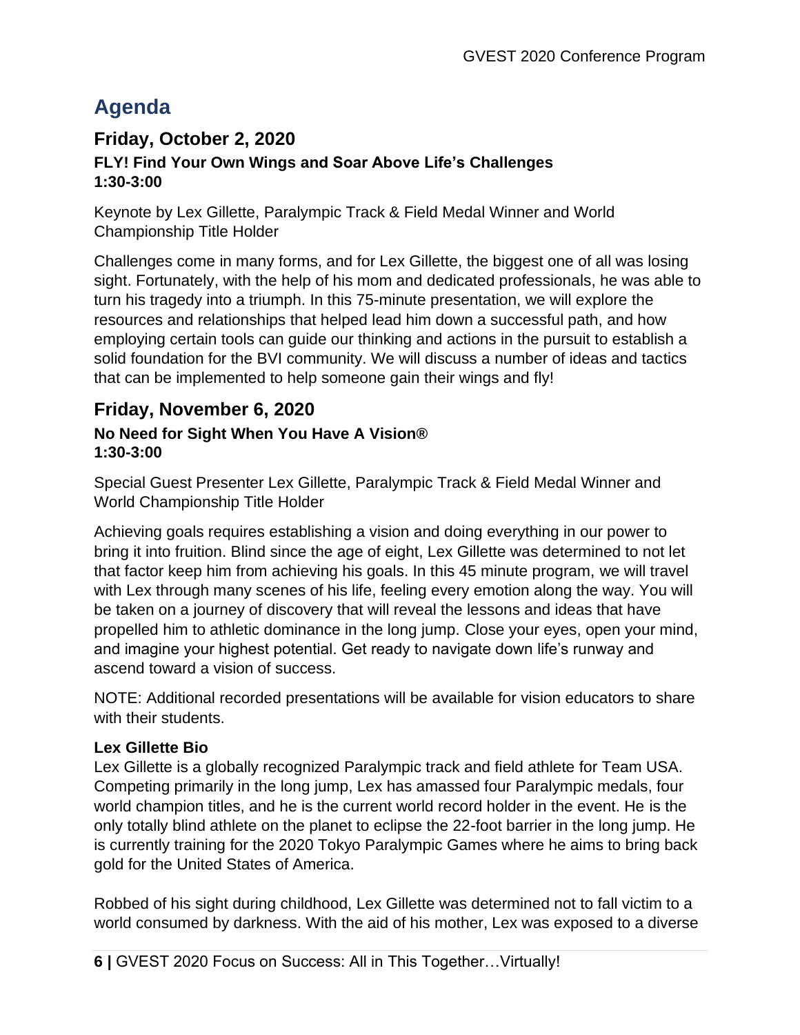# Agenda

## Friday, October 2, 2020

### FLY! Find Your Own Wings and Soar Above Life's Challenges

**1:30-3:00**

Keynote by Lex Gillette, Paralympic Track & Field Medal Winner and World Championship Title Holder

Challenges come in many forms, and for Lex Gillette, the biggest one of all was losing sight. Fortunately, with the help of his mom and dedicated professionals, he was able to turn his tragedy into a triumph. In this 75-minute presentation, we will explore the resources and relationships that helped lead him down a successful path, and how employing certain tools can guide our thinking and actions in the pursuit to establish a solid foundation for the BVI community. We will discuss a number of ideas and tactics that can be implemented to help someone gain their wings and fly!

## Friday, November 6, 2020

### No Need for Sight When You Have A Vision®

**1:30-3:00**

Special Guest Presenter Lex Gillette, Paralympic Track & Field Medal Winner and World Championship Title Holder

Achieving goals requires establishing a vision and doing everything in our power to bring it into fruition. Blind since the age of eight, Lex Gillette was determined to not let that factor keep him from achieving his goals. In this 45 minute program, we will travel with Lex through many scenes of his life, feeling every emotion along the way. You will be taken on a journey of discovery that will reveal the lessons and ideas that have propelled him to athletic dominance in the long jump. Close your eyes, open your mind, and imagine your highest potential. Get ready to navigate down life's runway and ascend toward a vision of success.

NOTE: Additional recorded presentations will be available for vision educators to share with their students.

**Lex Gillette Bio**

Lex Gillette is a globally recognized Paralympic track and field athlete for Team USA. Competing primarily in the long jump, Lex has amassed four Paralympic medals, four world champion titles, and he is the current world record holder in the event. He is the only totally blind athlete on the planet to eclipse the 22-foot barrier in the long jump. He is currently training for the 2020 Tokyo Paralympic Games where he aims to bring back gold for the United States of America.

Robbed of his sight during childhood, Lex Gillette was determined not to fall victim to a world consumed by darkness. With the aid of his mother, Lex was exposed to a diverse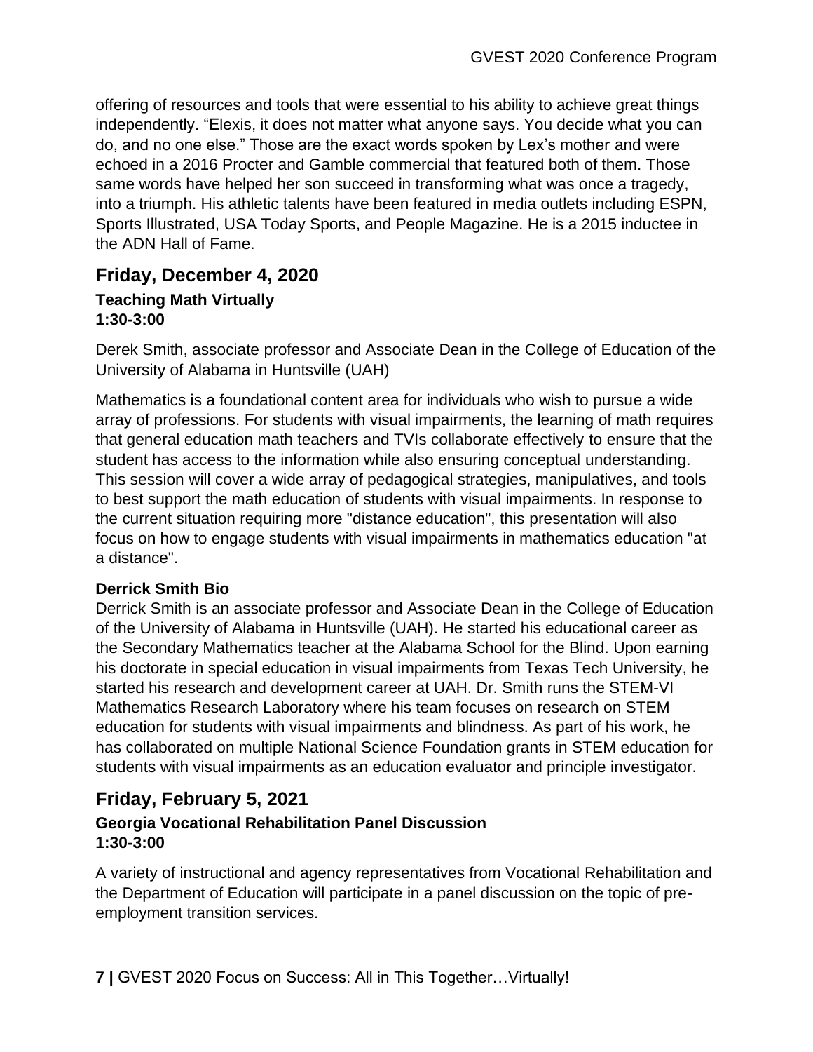offering of resources and tools that were essential to his ability to achieve great things independently. "Elexis, it does not matter what anyone says. You decide what you can do, and no one else." Those are the exact words spoken by Lex's mother and were echoed in a 2016 Procter and Gamble commercial that featured both of them. Those same words have helped her son succeed in transforming what was once a tragedy, into a triumph. His athletic talents have been featured in media outlets including ESPN, Sports Illustrated, USA Today Sports, and People Magazine. He is a 2015 inductee in the ADN Hall of Fame.

## Friday, December 4, 2020

### Teaching Math Virtually
**1:30-3:00**

Derek Smith, associate professor and Associate Dean in the College of Education of the University of Alabama in Huntsville (UAH)

Mathematics is a foundational content area for individuals who wish to pursue a wide array of professions. For students with visual impairments, the learning of math requires that general education math teachers and TVIs collaborate effectively to ensure that the student has access to the information while also ensuring conceptual understanding. This session will cover a wide array of pedagogical strategies, manipulatives, and tools to best support the math education of students with visual impairments. In response to the current situation requiring more "distance education", this presentation will also focus on how to engage students with visual impairments in mathematics education "at a distance".

**Derrick Smith Bio**

Derrick Smith is an associate professor and Associate Dean in the College of Education of the University of Alabama in Huntsville (UAH). He started his educational career as the Secondary Mathematics teacher at the Alabama School for the Blind. Upon earning his doctorate in special education in visual impairments from Texas Tech University, he started his research and development career at UAH. Dr. Smith runs the STEM-VI Mathematics Research Laboratory where his team focuses on research on STEM education for students with visual impairments and blindness. As part of his work, he has collaborated on multiple National Science Foundation grants in STEM education for students with visual impairments as an education evaluator and principle investigator.

## Friday, February 5, 2021

### Georgia Vocational Rehabilitation Panel Discussion
**1:30-3:00**

A variety of instructional and agency representatives from Vocational Rehabilitation and the Department of Education will participate in a panel discussion on the topic of pre-employment transition services.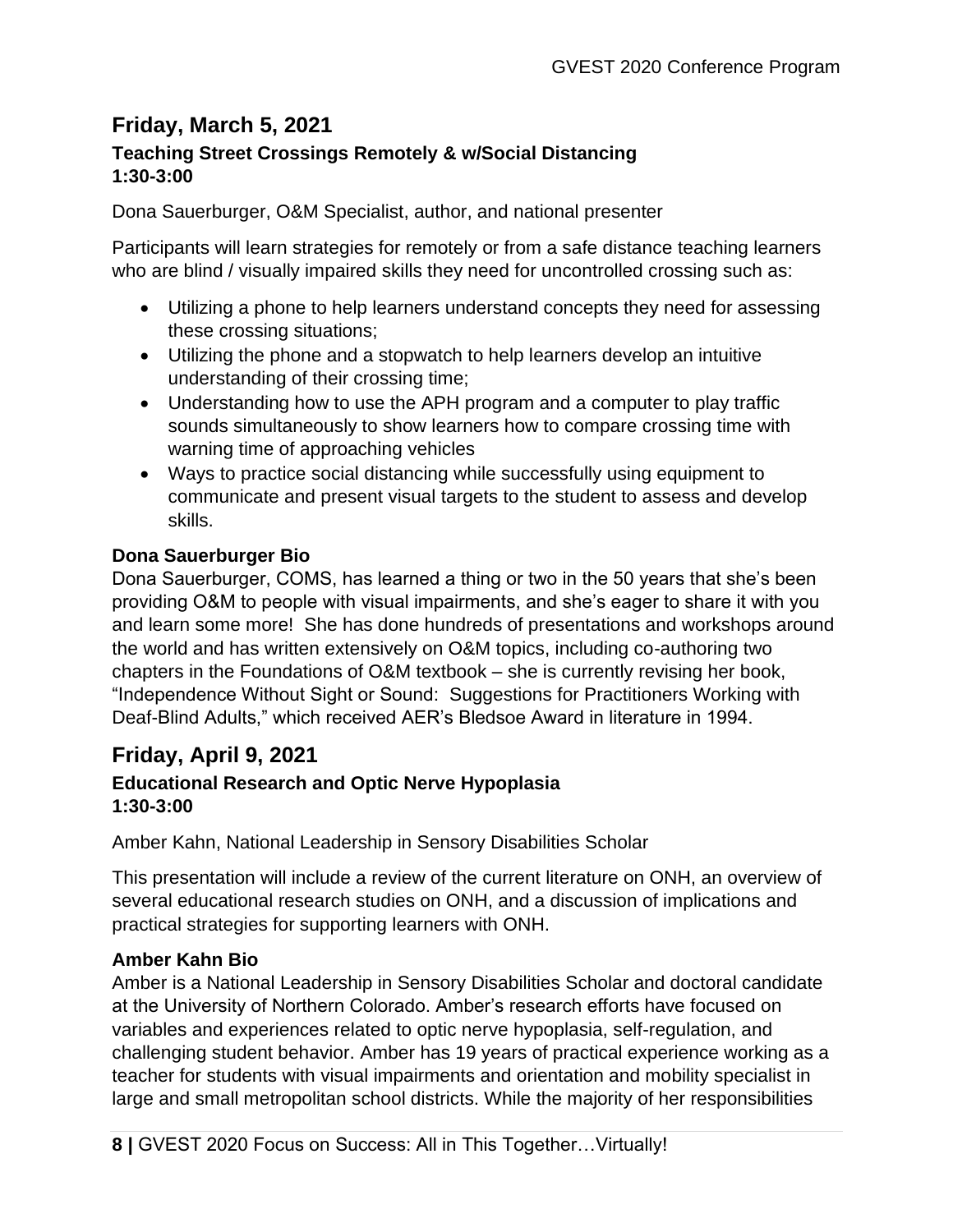## Friday, March 5, 2021

### Teaching Street Crossings Remotely & w/Social Distancing
### 1:30-3:00

Dona Sauerburger, O&M Specialist, author, and national presenter

Participants will learn strategies for remotely or from a safe distance teaching learners who are blind / visually impaired skills they need for uncontrolled crossing such as:

- Utilizing a phone to help learners understand concepts they need for assessing these crossing situations;
- Utilizing the phone and a stopwatch to help learners develop an intuitive understanding of their crossing time;
- Understanding how to use the APH program and a computer to play traffic sounds simultaneously to show learners how to compare crossing time with warning time of approaching vehicles
- Ways to practice social distancing while successfully using equipment to communicate and present visual targets to the student to assess and develop skills.

**Dona Sauerburger Bio**

Dona Sauerburger, COMS, has learned a thing or two in the 50 years that she's been providing O&M to people with visual impairments, and she's eager to share it with you and learn some more! She has done hundreds of presentations and workshops around the world and has written extensively on O&M topics, including co-authoring two chapters in the Foundations of O&M textbook – she is currently revising her book, "Independence Without Sight or Sound: Suggestions for Practitioners Working with Deaf-Blind Adults," which received AER's Bledsoe Award in literature in 1994.

## Friday, April 9, 2021

### Educational Research and Optic Nerve Hypoplasia
### 1:30-3:00

Amber Kahn, National Leadership in Sensory Disabilities Scholar

This presentation will include a review of the current literature on ONH, an overview of several educational research studies on ONH, and a discussion of implications and practical strategies for supporting learners with ONH.

**Amber Kahn Bio**

Amber is a National Leadership in Sensory Disabilities Scholar and doctoral candidate at the University of Northern Colorado. Amber's research efforts have focused on variables and experiences related to optic nerve hypoplasia, self-regulation, and challenging student behavior. Amber has 19 years of practical experience working as a teacher for students with visual impairments and orientation and mobility specialist in large and small metropolitan school districts. While the majority of her responsibilities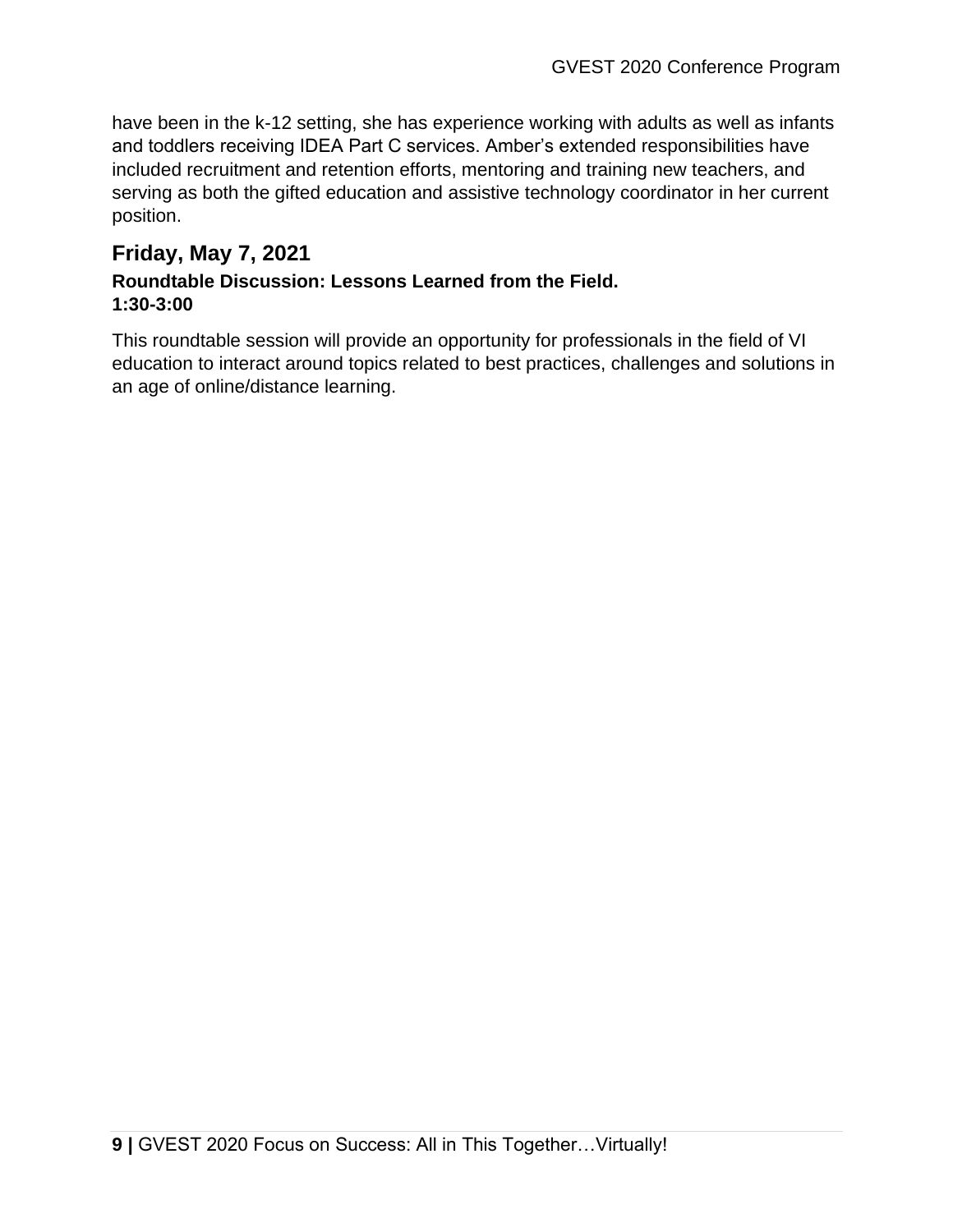have been in the k-12 setting, she has experience working with adults as well as infants and toddlers receiving IDEA Part C services. Amber's extended responsibilities have included recruitment and retention efforts, mentoring and training new teachers, and serving as both the gifted education and assistive technology coordinator in her current position.

## Friday, May 7, 2021

### Roundtable Discussion: Lessons Learned from the Field.
### 1:30-3:00

This roundtable session will provide an opportunity for professionals in the field of VI education to interact around topics related to best practices, challenges and solutions in an age of online/distance learning.